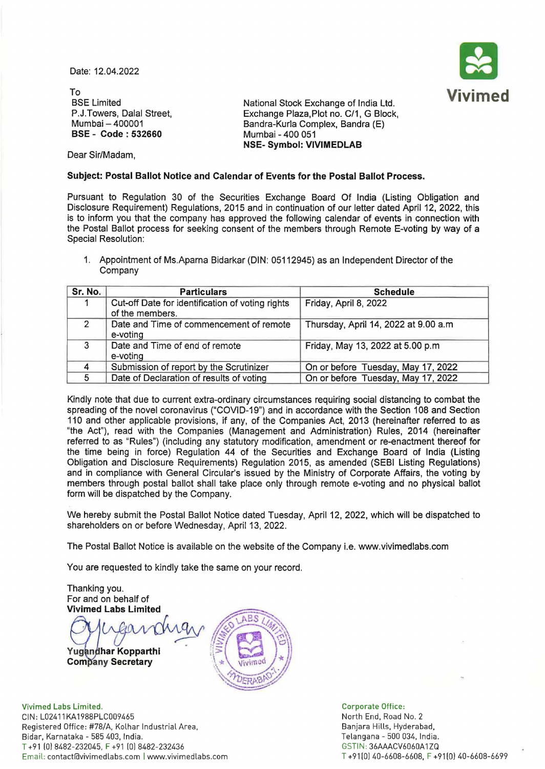Vivimed

Date: 12.04.2022

To
BSE Limited
P.J.Towers, Dalal Street,
Mumbai – 400001
**BSE - Code : 532660**

National Stock Exchange of India Ltd.
Exchange Plaza,Plot no. C/1, G Block,
Bandra-Kurla Complex, Bandra (E)
Mumbai - 400 051
**NSE- Symbol: VIVIMEDLAB**

Dear Sir/Madam,

**Subject: Postal Ballot Notice and Calendar of Events for the Postal Ballot Process.**

Pursuant to Regulation 30 of the Securities Exchange Board Of India (Listing Obligation and Disclosure Requirement) Regulations, 2015 and in continuation of our letter dated April 12, 2022, this is to inform you that the company has approved the following calendar of events in connection with the Postal Ballot process for seeking consent of the members through Remote E-voting by way of a Special Resolution:

1. Appointment of Ms.Aparna Bidarkar (DIN: 05112945) as an Independent Director of the Company

| Sr. No. | Particulars | Schedule |
|---|---|---|
| 1 | Cut-off Date for identification of voting rights of the members. | Friday, April 8, 2022 |
| 2 | Date and Time of commencement of remote e-voting | Thursday, April 14, 2022 at 9.00 a.m |
| 3 | Date and Time of end of remote e-voting | Friday, May 13, 2022 at 5.00 p.m |
| 4 | Submission of report by the Scrutinizer | On or before Tuesday, May 17, 2022 |
| 5 | Date of Declaration of results of voting | On or before Tuesday, May 17, 2022 |

Kindly note that due to current extra-ordinary circumstances requiring social distancing to combat the spreading of the novel coronavirus ("COVID-19") and in accordance with the Section 108 and Section 110 and other applicable provisions, if any, of the Companies Act, 2013 (hereinafter referred to as "the Act"), read with the Companies (Management and Administration) Rules, 2014 (hereinafter referred to as "Rules") (including any statutory modification, amendment or re-enactment thereof for the time being in force) Regulation 44 of the Securities and Exchange Board of India (Listing Obligation and Disclosure Requirements) Regulation 2015, as amended (SEBI Listing Regulations) and in compliance with General Circular's issued by the Ministry of Corporate Affairs, the voting by members through postal ballot shall take place only through remote e-voting and no physical ballot form will be dispatched by the Company.

We hereby submit the Postal Ballot Notice dated Tuesday, April 12, 2022, which will be dispatched to shareholders on or before Wednesday, April 13, 2022.

The Postal Ballot Notice is available on the website of the Company i.e. www.vivimedlabs.com

You are requested to kindly take the same on your record.

Thanking you.
For and on behalf of
**Vivimed Labs Limited**

**Yugandhar Kopparthi**
**Company Secretary**

Vivimed Labs Limited.
CIN: L02411KA1988PLC009465
Registered Office: #78/A, Kolhar Industrial Area,
Bidar, Karnataka - 585 403, India.
T +91 (0) 8482-232045, F +91 (0) 8482-232436
Email: contact@vivimedlabs.com | www.vivimedlabs.com

Corporate Office:
North End, Road No. 2
Banjara Hills, Hyderabad,
Telangana - 500 034, India.
GSTIN: 36AAACV6060A1ZQ
T +91(0) 40-6608-6608, F +91(0) 40-6608-6699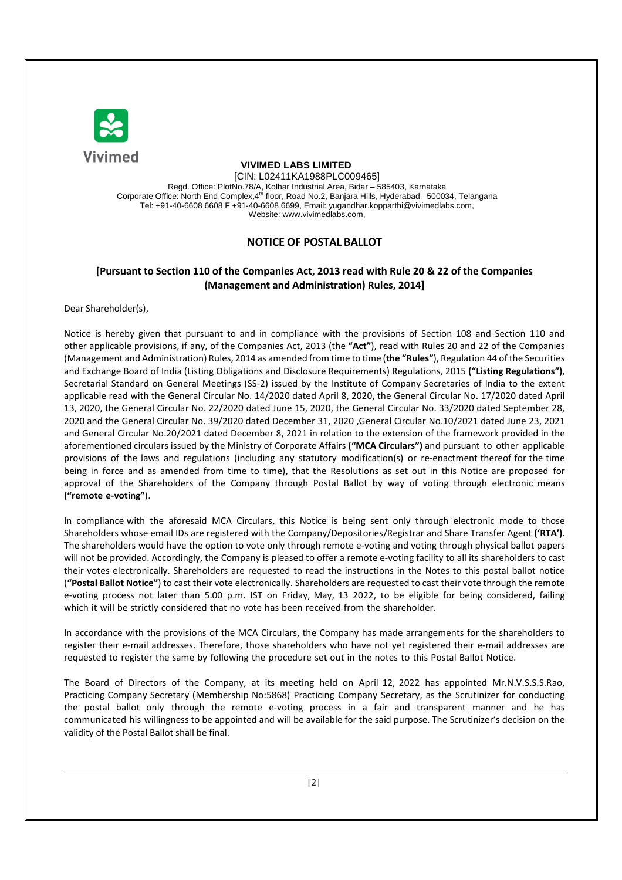**VIVIMED LABS LIMITED**
[CIN: L02411KA1988PLC009465]
Regd. Office: PlotNo.78/A, Kolhar Industrial Area, Bidar – 585403, Karnataka
Corporate Office: North End Complex,4th floor, Road No.2, Banjara Hills, Hyderabad– 500034, Telangana
Tel: +91-40-6608 6608 F +91-40-6608 6699, Email: yugandhar.kopparthi@vivimedlabs.com,
Website: www.vivimedlabs.com,

## NOTICE OF POSTAL BALLOT

### [Pursuant to Section 110 of the Companies Act, 2013 read with Rule 20 & 22 of the Companies (Management and Administration) Rules, 2014]

Dear Shareholder(s),

Notice is hereby given that pursuant to and in compliance with the provisions of Section 108 and Section 110 and other applicable provisions, if any, of the Companies Act, 2013 (the **"Act"**), read with Rules 20 and 22 of the Companies (Management and Administration) Rules, 2014 as amended from time to time (**the "Rules"**), Regulation 44 of the Securities and Exchange Board of India (Listing Obligations and Disclosure Requirements) Regulations, 2015 **("Listing Regulations")**, Secretarial Standard on General Meetings (SS-2) issued by the Institute of Company Secretaries of India to the extent applicable read with the General Circular No. 14/2020 dated April 8, 2020, the General Circular No. 17/2020 dated April 13, 2020, the General Circular No. 22/2020 dated June 15, 2020, the General Circular No. 33/2020 dated September 28, 2020 and the General Circular No. 39/2020 dated December 31, 2020 ,General Circular No.10/2021 dated June 23, 2021 and General Circular No.20/2021 dated December 8, 2021 in relation to the extension of the framework provided in the aforementioned circulars issued by the Ministry of Corporate Affairs **("MCA Circulars")** and pursuant to other applicable provisions of the laws and regulations (including any statutory modification(s) or re-enactment thereof for the time being in force and as amended from time to time), that the Resolutions as set out in this Notice are proposed for approval of the Shareholders of the Company through Postal Ballot by way of voting through electronic means **("remote e-voting"**).

In compliance with the aforesaid MCA Circulars, this Notice is being sent only through electronic mode to those Shareholders whose email IDs are registered with the Company/Depositories/Registrar and Share Transfer Agent **('RTA')**. The shareholders would have the option to vote only through remote e-voting and voting through physical ballot papers will not be provided. Accordingly, the Company is pleased to offer a remote e-voting facility to all its shareholders to cast their votes electronically. Shareholders are requested to read the instructions in the Notes to this postal ballot notice (**"Postal Ballot Notice"**) to cast their vote electronically. Shareholders are requested to cast their vote through the remote e-voting process not later than 5.00 p.m. IST on Friday, May, 13 2022, to be eligible for being considered, failing which it will be strictly considered that no vote has been received from the shareholder.

In accordance with the provisions of the MCA Circulars, the Company has made arrangements for the shareholders to register their e-mail addresses. Therefore, those shareholders who have not yet registered their e-mail addresses are requested to register the same by following the procedure set out in the notes to this Postal Ballot Notice.

The Board of Directors of the Company, at its meeting held on April 12, 2022 has appointed Mr.N.V.S.S.S.Rao, Practicing Company Secretary (Membership No:5868) Practicing Company Secretary, as the Scrutinizer for conducting the postal ballot only through the remote e-voting process in a fair and transparent manner and he has communicated his willingness to be appointed and will be available for the said purpose. The Scrutinizer's decision on the validity of the Postal Ballot shall be final.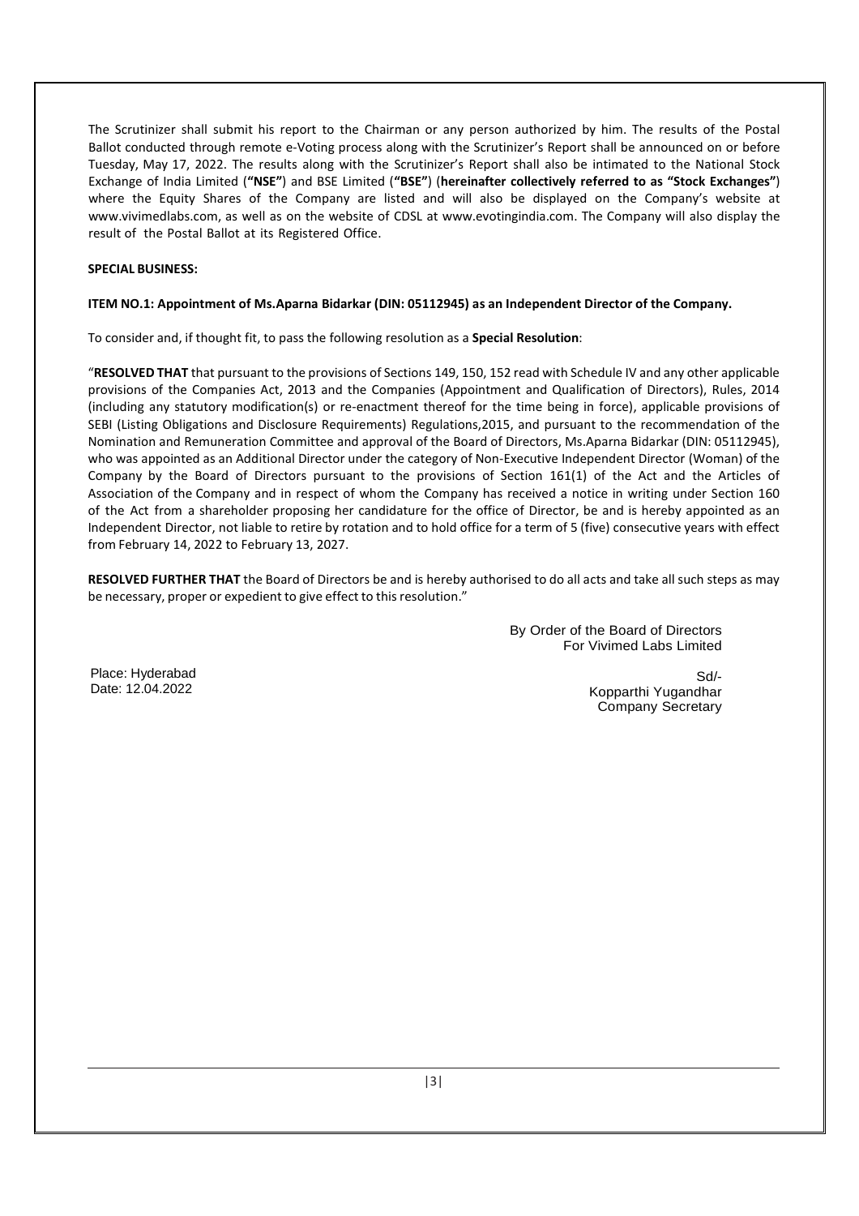The Scrutinizer shall submit his report to the Chairman or any person authorized by him. The results of the Postal Ballot conducted through remote e-Voting process along with the Scrutinizer's Report shall be announced on or before Tuesday, May 17, 2022. The results along with the Scrutinizer's Report shall also be intimated to the National Stock Exchange of India Limited (**"NSE"**) and BSE Limited (**"BSE"**) (**hereinafter collectively referred to as "Stock Exchanges"**) where the Equity Shares of the Company are listed and will also be displayed on the Company's website at www.vivimedlabs.com, as well as on the website of CDSL at www.evotingindia.com. The Company will also display the result of the Postal Ballot at its Registered Office.

**SPECIAL BUSINESS:**

**ITEM NO.1: Appointment of Ms.Aparna Bidarkar (DIN: 05112945) as an Independent Director of the Company.**

To consider and, if thought fit, to pass the following resolution as a **Special Resolution**:

"**RESOLVED THAT** that pursuant to the provisions of Sections 149, 150, 152 read with Schedule IV and any other applicable provisions of the Companies Act, 2013 and the Companies (Appointment and Qualification of Directors), Rules, 2014 (including any statutory modification(s) or re-enactment thereof for the time being in force), applicable provisions of SEBI (Listing Obligations and Disclosure Requirements) Regulations,2015, and pursuant to the recommendation of the Nomination and Remuneration Committee and approval of the Board of Directors, Ms.Aparna Bidarkar (DIN: 05112945), who was appointed as an Additional Director under the category of Non-Executive Independent Director (Woman) of the Company by the Board of Directors pursuant to the provisions of Section 161(1) of the Act and the Articles of Association of the Company and in respect of whom the Company has received a notice in writing under Section 160 of the Act from a shareholder proposing her candidature for the office of Director, be and is hereby appointed as an Independent Director, not liable to retire by rotation and to hold office for a term of 5 (five) consecutive years with effect from February 14, 2022 to February 13, 2027.

**RESOLVED FURTHER THAT** the Board of Directors be and is hereby authorised to do all acts and take all such steps as may be necessary, proper or expedient to give effect to this resolution."

By Order of the Board of Directors
For Vivimed Labs Limited

Place: Hyderabad
Date: 12.04.2022

Sd/-
Kopparthi Yugandhar
Company Secretary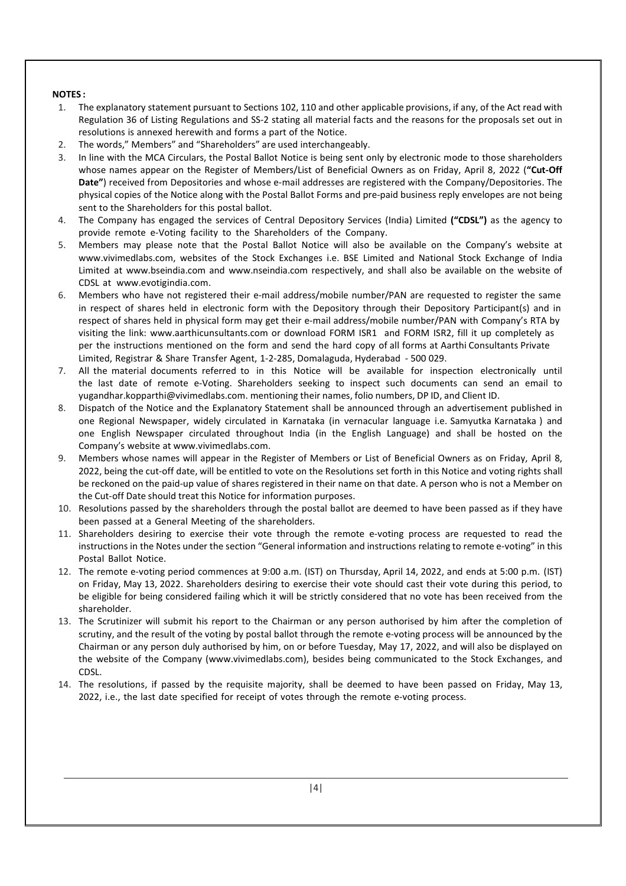**NOTES :**

1. The explanatory statement pursuant to Sections 102, 110 and other applicable provisions, if any, of the Act read with Regulation 36 of Listing Regulations and SS-2 stating all material facts and the reasons for the proposals set out in resolutions is annexed herewith and forms a part of the Notice.
2. The words," Members" and "Shareholders" are used interchangeably.
3. In line with the MCA Circulars, the Postal Ballot Notice is being sent only by electronic mode to those shareholders whose names appear on the Register of Members/List of Beneficial Owners as on Friday, April 8, 2022 (**"Cut-Off Date"**) received from Depositories and whose e-mail addresses are registered with the Company/Depositories. The physical copies of the Notice along with the Postal Ballot Forms and pre-paid business reply envelopes are not being sent to the Shareholders for this postal ballot.
4. The Company has engaged the services of Central Depository Services (India) Limited **("CDSL")** as the agency to provide remote e-Voting facility to the Shareholders of the Company.
5. Members may please note that the Postal Ballot Notice will also be available on the Company's website at www.vivimedlabs.com, websites of the Stock Exchanges i.e. BSE Limited and National Stock Exchange of India Limited at www.bseindia.com and www.nseindia.com respectively, and shall also be available on the website of CDSL at www.evotigindia.com.
6. Members who have not registered their e-mail address/mobile number/PAN are requested to register the same in respect of shares held in electronic form with the Depository through their Depository Participant(s) and in respect of shares held in physical form may get their e-mail address/mobile number/PAN with Company's RTA by visiting the link: www.aarthicunsultants.com or download FORM ISR1 and FORM ISR2, fill it up completely as per the instructions mentioned on the form and send the hard copy of all forms at Aarthi Consultants Private Limited, Registrar & Share Transfer Agent, 1-2-285, Domalaguda, Hyderabad - 500 029.
7. All the material documents referred to in this Notice will be available for inspection electronically until the last date of remote e-Voting. Shareholders seeking to inspect such documents can send an email to yugandhar.kopparthi@vivimedlabs.com. mentioning their names, folio numbers, DP ID, and Client ID.
8. Dispatch of the Notice and the Explanatory Statement shall be announced through an advertisement published in one Regional Newspaper, widely circulated in Karnataka (in vernacular language i.e. Samyutka Karnataka ) and one English Newspaper circulated throughout India (in the English Language) and shall be hosted on the Company's website at www.vivimedlabs.com.
9. Members whose names will appear in the Register of Members or List of Beneficial Owners as on Friday, April 8, 2022, being the cut-off date, will be entitled to vote on the Resolutions set forth in this Notice and voting rights shall be reckoned on the paid-up value of shares registered in their name on that date. A person who is not a Member on the Cut-off Date should treat this Notice for information purposes.
10. Resolutions passed by the shareholders through the postal ballot are deemed to have been passed as if they have been passed at a General Meeting of the shareholders.
11. Shareholders desiring to exercise their vote through the remote e-voting process are requested to read the instructions in the Notes under the section "General information and instructions relating to remote e-voting" in this Postal Ballot Notice.
12. The remote e-voting period commences at 9:00 a.m. (IST) on Thursday, April 14, 2022, and ends at 5:00 p.m. (IST) on Friday, May 13, 2022. Shareholders desiring to exercise their vote should cast their vote during this period, to be eligible for being considered failing which it will be strictly considered that no vote has been received from the shareholder.
13. The Scrutinizer will submit his report to the Chairman or any person authorised by him after the completion of scrutiny, and the result of the voting by postal ballot through the remote e-voting process will be announced by the Chairman or any person duly authorised by him, on or before Tuesday, May 17, 2022, and will also be displayed on the website of the Company (www.vivimedlabs.com), besides being communicated to the Stock Exchanges, and CDSL.
14. The resolutions, if passed by the requisite majority, shall be deemed to have been passed on Friday, May 13, 2022, i.e., the last date specified for receipt of votes through the remote e-voting process.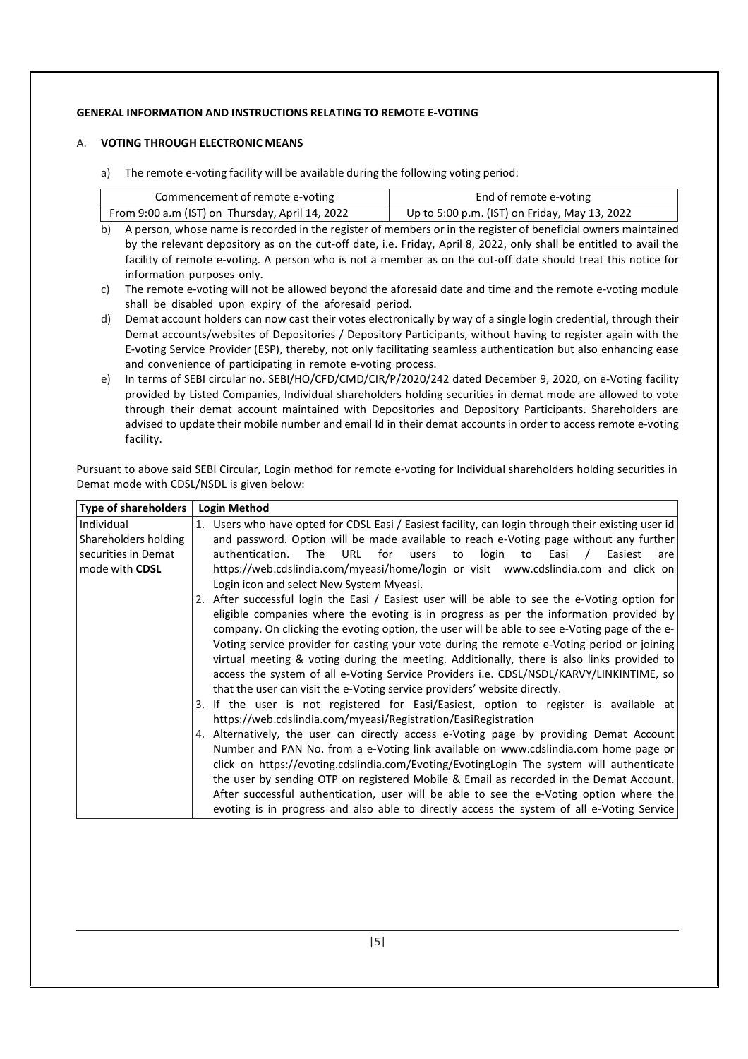**GENERAL INFORMATION AND INSTRUCTIONS RELATING TO REMOTE E-VOTING**

A. **VOTING THROUGH ELECTRONIC MEANS**

a) The remote e-voting facility will be available during the following voting period:

| Commencement of remote e-voting | End of remote e-voting |
|---|---|
| From 9:00 a.m (IST) on Thursday, April 14, 2022 | Up to 5:00 p.m. (IST) on Friday, May 13, 2022 |

b) A person, whose name is recorded in the register of members or in the register of beneficial owners maintained by the relevant depository as on the cut-off date, i.e. Friday, April 8, 2022, only shall be entitled to avail the facility of remote e-voting. A person who is not a member as on the cut-off date should treat this notice for information purposes only.

c) The remote e-voting will not be allowed beyond the aforesaid date and time and the remote e-voting module shall be disabled upon expiry of the aforesaid period.

d) Demat account holders can now cast their votes electronically by way of a single login credential, through their Demat accounts/websites of Depositories / Depository Participants, without having to register again with the E-voting Service Provider (ESP), thereby, not only facilitating seamless authentication but also enhancing ease and convenience of participating in remote e-voting process.

e) In terms of SEBI circular no. SEBI/HO/CFD/CMD/CIR/P/2020/242 dated December 9, 2020, on e-Voting facility provided by Listed Companies, Individual shareholders holding securities in demat mode are allowed to vote through their demat account maintained with Depositories and Depository Participants. Shareholders are advised to update their mobile number and email Id in their demat accounts in order to access remote e-voting facility.

Pursuant to above said SEBI Circular, Login method for remote e-voting for Individual shareholders holding securities in Demat mode with CDSL/NSDL is given below:

| Type of shareholders | Login Method |
|---|---|
| Individual Shareholders holding securities in Demat mode with **CDSL** | 1. Users who have opted for CDSL Easi / Easiest facility, can login through their existing user id and password. Option will be made available to reach e-Voting page without any further authentication. The URL for users to login to Easi / Easiest are https://web.cdslindia.com/myeasi/home/login or visit www.cdslindia.com and click on Login icon and select New System Myeasi.<br>2. After successful login the Easi / Easiest user will be able to see the e-Voting option for eligible companies where the evoting is in progress as per the information provided by company. On clicking the evoting option, the user will be able to see e-Voting page of the e-Voting service provider for casting your vote during the remote e-Voting period or joining virtual meeting & voting during the meeting. Additionally, there is also links provided to access the system of all e-Voting Service Providers i.e. CDSL/NSDL/KARVY/LINKINTIME, so that the user can visit the e-Voting service providers' website directly.<br>3. If the user is not registered for Easi/Easiest, option to register is available at https://web.cdslindia.com/myeasi/Registration/EasiRegistration<br>4. Alternatively, the user can directly access e-Voting page by providing Demat Account Number and PAN No. from a e-Voting link available on www.cdslindia.com home page or click on https://evoting.cdslindia.com/Evoting/EvotingLogin The system will authenticate the user by sending OTP on registered Mobile & Email as recorded in the Demat Account. After successful authentication, user will be able to see the e-Voting option where the evoting is in progress and also able to directly access the system of all e-Voting Service |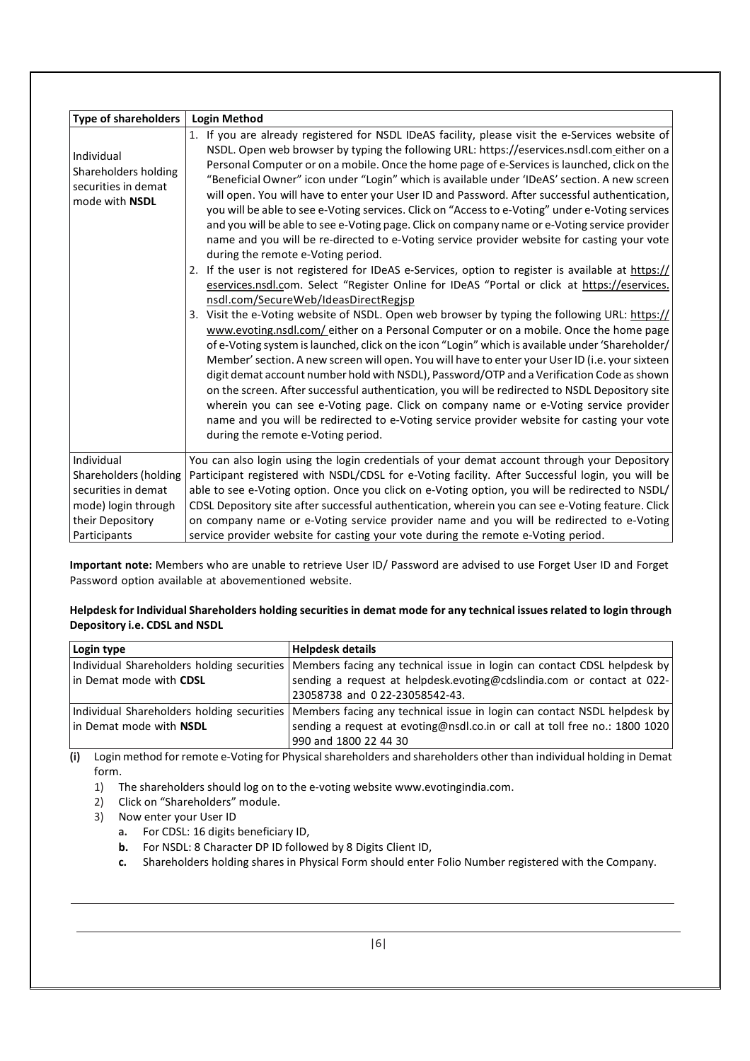| Type of shareholders | Login Method |
|---|---|
| Individual Shareholders holding securities in demat mode with **NSDL** | 1. If you are already registered for NSDL IDeAS facility, please visit the e-Services website of NSDL. Open web browser by typing the following URL: https://eservices.nsdl.com either on a Personal Computer or on a mobile. Once the home page of e-Services is launched, click on the "Beneficial Owner" icon under "Login" which is available under 'IDeAS' section. A new screen will open. You will have to enter your User ID and Password. After successful authentication, you will be able to see e-Voting services. Click on "Access to e-Voting" under e-Voting services and you will be able to see e-Voting page. Click on company name or e-Voting service provider name and you will be re-directed to e-Voting service provider website for casting your vote during the remote e-Voting period.<br>2. If the user is not registered for IDeAS e-Services, option to register is available at https://eservices.nsdl.com. Select "Register Online for IDeAS "Portal or click at https://eservices.nsdl.com/SecureWeb/IdeasDirectRegjsp<br>3. Visit the e-Voting website of NSDL. Open web browser by typing the following URL: https://www.evoting.nsdl.com/ either on a Personal Computer or on a mobile. Once the home page of e-Voting system is launched, click on the icon "Login" which is available under 'Shareholder/Member' section. A new screen will open. You will have to enter your User ID (i.e. your sixteen digit demat account number hold with NSDL), Password/OTP and a Verification Code as shown on the screen. After successful authentication, you will be redirected to NSDL Depository site wherein you can see e-Voting page. Click on company name or e-Voting service provider name and you will be redirected to e-Voting service provider website for casting your vote during the remote e-Voting period. |
| Individual Shareholders (holding securities in demat mode) login through their Depository Participants | You can also login using the login credentials of your demat account through your Depository Participant registered with NSDL/CDSL for e-Voting facility. After Successful login, you will be able to see e-Voting option. Once you click on e-Voting option, you will be redirected to NSDL/CDSL Depository site after successful authentication, wherein you can see e-Voting feature. Click on company name or e-Voting service provider name and you will be redirected to e-Voting service provider website for casting your vote during the remote e-Voting period. |

**Important note:** Members who are unable to retrieve User ID/ Password are advised to use Forget User ID and Forget Password option available at abovementioned website.

**Helpdesk for Individual Shareholders holding securities in demat mode for any technical issues related to login through Depository i.e. CDSL and NSDL**

| Login type | Helpdesk details |
|---|---|
| Individual Shareholders holding securities in Demat mode with **CDSL** | Members facing any technical issue in login can contact CDSL helpdesk by sending a request at helpdesk.evoting@cdslindia.com or contact at 022-23058738 and 0 22-23058542-43. |
| Individual Shareholders holding securities in Demat mode with **NSDL** | Members facing any technical issue in login can contact NSDL helpdesk by sending a request at evoting@nsdl.co.in or call at toll free no.: 1800 1020 990 and 1800 22 44 30 |

**(i)** Login method for remote e-Voting for Physical shareholders and shareholders other than individual holding in Demat form.

1) The shareholders should log on to the e-voting website www.evotingindia.com.
2) Click on "Shareholders" module.
3) Now enter your User ID
   - **a.** For CDSL: 16 digits beneficiary ID,
   - **b.** For NSDL: 8 Character DP ID followed by 8 Digits Client ID,
   - **c.** Shareholders holding shares in Physical Form should enter Folio Number registered with the Company.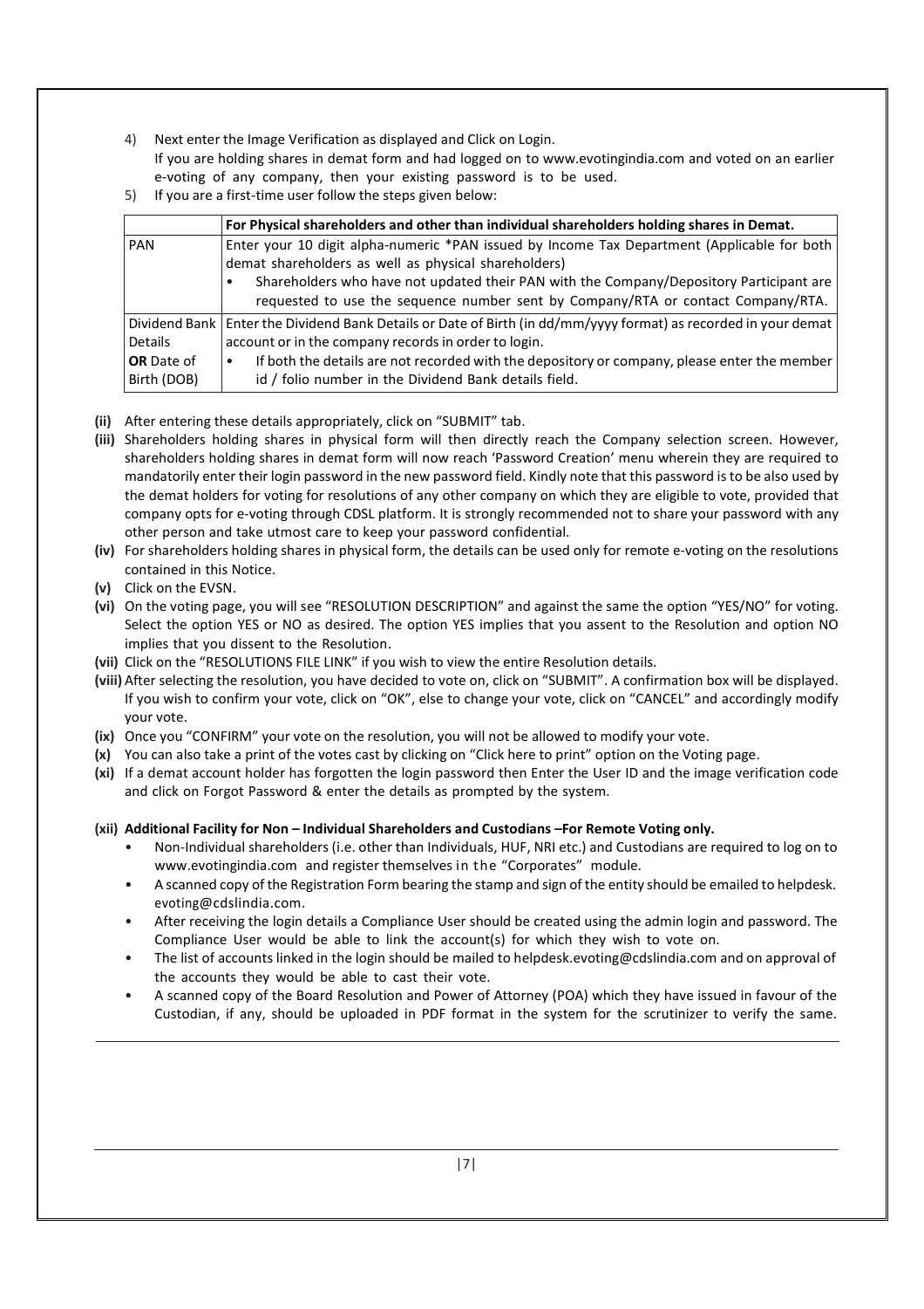4) Next enter the Image Verification as displayed and Click on Login.
   If you are holding shares in demat form and had logged on to www.evotingindia.com and voted on an earlier e-voting of any company, then your existing password is to be used.
5) If you are a first-time user follow the steps given below:

| | **For Physical shareholders and other than individual shareholders holding shares in Demat.** |
|---|---|
| PAN | Enter your 10 digit alpha-numeric *PAN issued by Income Tax Department (Applicable for both demat shareholders as well as physical shareholders)<br>• Shareholders who have not updated their PAN with the Company/Depository Participant are requested to use the sequence number sent by Company/RTA or contact Company/RTA. |
| Dividend Bank Details **OR** Date of Birth (DOB) | Enter the Dividend Bank Details or Date of Birth (in dd/mm/yyyy format) as recorded in your demat account or in the company records in order to login.<br>• If both the details are not recorded with the depository or company, please enter the member id / folio number in the Dividend Bank details field. |

**(ii)** After entering these details appropriately, click on "SUBMIT" tab.

**(iii)** Shareholders holding shares in physical form will then directly reach the Company selection screen. However, shareholders holding shares in demat form will now reach 'Password Creation' menu wherein they are required to mandatorily enter their login password in the new password field. Kindly note that this password is to be also used by the demat holders for voting for resolutions of any other company on which they are eligible to vote, provided that company opts for e-voting through CDSL platform. It is strongly recommended not to share your password with any other person and take utmost care to keep your password confidential.

**(iv)** For shareholders holding shares in physical form, the details can be used only for remote e-voting on the resolutions contained in this Notice.

**(v)** Click on the EVSN.

**(vi)** On the voting page, you will see "RESOLUTION DESCRIPTION" and against the same the option "YES/NO" for voting. Select the option YES or NO as desired. The option YES implies that you assent to the Resolution and option NO implies that you dissent to the Resolution.

**(vii)** Click on the "RESOLUTIONS FILE LINK" if you wish to view the entire Resolution details.

**(viii)** After selecting the resolution, you have decided to vote on, click on "SUBMIT". A confirmation box will be displayed. If you wish to confirm your vote, click on "OK", else to change your vote, click on "CANCEL" and accordingly modify your vote.

**(ix)** Once you "CONFIRM" your vote on the resolution, you will not be allowed to modify your vote.

**(x)** You can also take a print of the votes cast by clicking on "Click here to print" option on the Voting page.

**(xi)** If a demat account holder has forgotten the login password then Enter the User ID and the image verification code and click on Forgot Password & enter the details as prompted by the system.

**(xii) Additional Facility for Non – Individual Shareholders and Custodians –For Remote Voting only.**

- Non-Individual shareholders (i.e. other than Individuals, HUF, NRI etc.) and Custodians are required to log on to www.evotingindia.com and register themselves in the "Corporates" module.
- A scanned copy of the Registration Form bearing the stamp and sign of the entity should be emailed to helpdesk.evoting@cdslindia.com.
- After receiving the login details a Compliance User should be created using the admin login and password. The Compliance User would be able to link the account(s) for which they wish to vote on.
- The list of accounts linked in the login should be mailed to helpdesk.evoting@cdslindia.com and on approval of the accounts they would be able to cast their vote.
- A scanned copy of the Board Resolution and Power of Attorney (POA) which they have issued in favour of the Custodian, if any, should be uploaded in PDF format in the system for the scrutinizer to verify the same.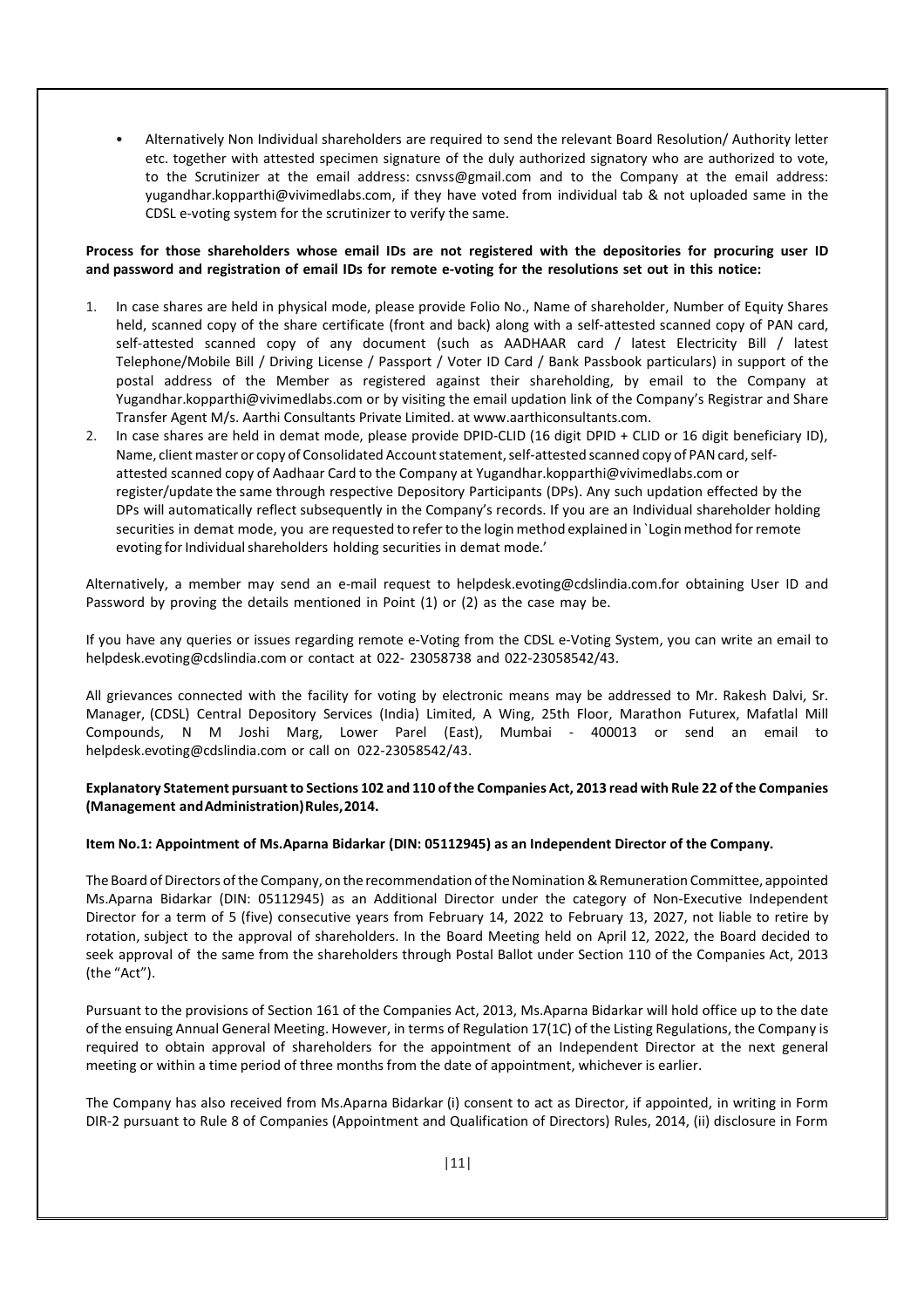- Alternatively Non Individual shareholders are required to send the relevant Board Resolution/ Authority letter etc. together with attested specimen signature of the duly authorized signatory who are authorized to vote, to the Scrutinizer at the email address: csnvss@gmail.com and to the Company at the email address: yugandhar.kopparthi@vivimedlabs.com, if they have voted from individual tab & not uploaded same in the CDSL e-voting system for the scrutinizer to verify the same.

**Process for those shareholders whose email IDs are not registered with the depositories for procuring user ID and password and registration of email IDs for remote e-voting for the resolutions set out in this notice:**

1. In case shares are held in physical mode, please provide Folio No., Name of shareholder, Number of Equity Shares held, scanned copy of the share certificate (front and back) along with a self-attested scanned copy of PAN card, self-attested scanned copy of any document (such as AADHAAR card / latest Electricity Bill / latest Telephone/Mobile Bill / Driving License / Passport / Voter ID Card / Bank Passbook particulars) in support of the postal address of the Member as registered against their shareholding, by email to the Company at Yugandhar.kopparthi@vivimedlabs.com or by visiting the email updation link of the Company's Registrar and Share Transfer Agent M/s. Aarthi Consultants Private Limited. at www.aarthiconsultants.com.
2. In case shares are held in demat mode, please provide DPID-CLID (16 digit DPID + CLID or 16 digit beneficiary ID), Name, client master or copy of Consolidated Account statement, self-attested scanned copy of PAN card, self-attested scanned copy of Aadhaar Card to the Company at Yugandhar.kopparthi@vivimedlabs.com or register/update the same through respective Depository Participants (DPs). Any such updation effected by the DPs will automatically reflect subsequently in the Company's records. If you are an Individual shareholder holding securities in demat mode, you are requested to refer to the login method explained in `Login method for remote evoting for Individual shareholders holding securities in demat mode.'

Alternatively, a member may send an e-mail request to helpdesk.evoting@cdslindia.com.for obtaining User ID and Password by proving the details mentioned in Point (1) or (2) as the case may be.

If you have any queries or issues regarding remote e-Voting from the CDSL e-Voting System, you can write an email to helpdesk.evoting@cdslindia.com or contact at 022- 23058738 and 022-23058542/43.

All grievances connected with the facility for voting by electronic means may be addressed to Mr. Rakesh Dalvi, Sr. Manager, (CDSL) Central Depository Services (India) Limited, A Wing, 25th Floor, Marathon Futurex, Mafatlal Mill Compounds, N M Joshi Marg, Lower Parel (East), Mumbai - 400013 or send an email to helpdesk.evoting@cdslindia.com or call on 022-23058542/43.

**Explanatory Statement pursuant to Sections 102 and 110 of the Companies Act, 2013 read with Rule 22 of the Companies (Management and Administration) Rules, 2014.**

**Item No.1: Appointment of Ms.Aparna Bidarkar (DIN: 05112945) as an Independent Director of the Company.**

The Board of Directors of the Company, on the recommendation of the Nomination & Remuneration Committee, appointed Ms.Aparna Bidarkar (DIN: 05112945) as an Additional Director under the category of Non-Executive Independent Director for a term of 5 (five) consecutive years from February 14, 2022 to February 13, 2027, not liable to retire by rotation, subject to the approval of shareholders. In the Board Meeting held on April 12, 2022, the Board decided to seek approval of the same from the shareholders through Postal Ballot under Section 110 of the Companies Act, 2013 (the "Act").

Pursuant to the provisions of Section 161 of the Companies Act, 2013, Ms.Aparna Bidarkar will hold office up to the date of the ensuing Annual General Meeting. However, in terms of Regulation 17(1C) of the Listing Regulations, the Company is required to obtain approval of shareholders for the appointment of an Independent Director at the next general meeting or within a time period of three months from the date of appointment, whichever is earlier.

The Company has also received from Ms.Aparna Bidarkar (i) consent to act as Director, if appointed, in writing in Form DIR-2 pursuant to Rule 8 of Companies (Appointment and Qualification of Directors) Rules, 2014, (ii) disclosure in Form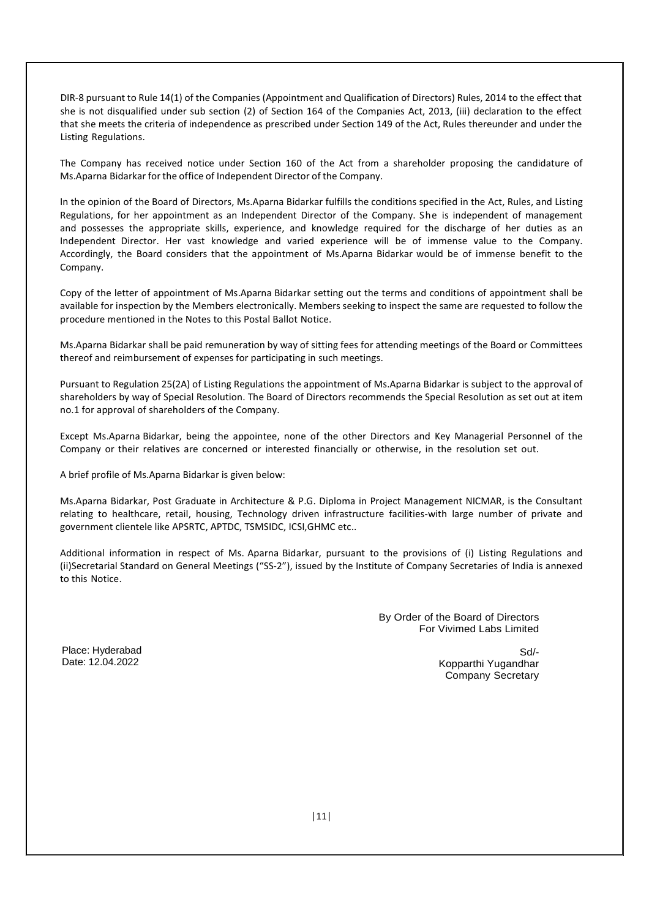DIR-8 pursuant to Rule 14(1) of the Companies (Appointment and Qualification of Directors) Rules, 2014 to the effect that she is not disqualified under sub section (2) of Section 164 of the Companies Act, 2013, (iii) declaration to the effect that she meets the criteria of independence as prescribed under Section 149 of the Act, Rules thereunder and under the Listing Regulations.

The Company has received notice under Section 160 of the Act from a shareholder proposing the candidature of Ms.Aparna Bidarkar for the office of Independent Director of the Company.

In the opinion of the Board of Directors, Ms.Aparna Bidarkar fulfills the conditions specified in the Act, Rules, and Listing Regulations, for her appointment as an Independent Director of the Company. She is independent of management and possesses the appropriate skills, experience, and knowledge required for the discharge of her duties as an Independent Director. Her vast knowledge and varied experience will be of immense value to the Company. Accordingly, the Board considers that the appointment of Ms.Aparna Bidarkar would be of immense benefit to the Company.

Copy of the letter of appointment of Ms.Aparna Bidarkar setting out the terms and conditions of appointment shall be available for inspection by the Members electronically. Members seeking to inspect the same are requested to follow the procedure mentioned in the Notes to this Postal Ballot Notice.

Ms.Aparna Bidarkar shall be paid remuneration by way of sitting fees for attending meetings of the Board or Committees thereof and reimbursement of expenses for participating in such meetings.

Pursuant to Regulation 25(2A) of Listing Regulations the appointment of Ms.Aparna Bidarkar is subject to the approval of shareholders by way of Special Resolution. The Board of Directors recommends the Special Resolution as set out at item no.1 for approval of shareholders of the Company.

Except Ms.Aparna Bidarkar, being the appointee, none of the other Directors and Key Managerial Personnel of the Company or their relatives are concerned or interested financially or otherwise, in the resolution set out.

A brief profile of Ms.Aparna Bidarkar is given below:

Ms.Aparna Bidarkar, Post Graduate in Architecture & P.G. Diploma in Project Management NICMAR, is the Consultant relating to healthcare, retail, housing, Technology driven infrastructure facilities-with large number of private and government clientele like APSRTC, APTDC, TSMSIDC, ICSI,GHMC etc..

Additional information in respect of Ms. Aparna Bidarkar, pursuant to the provisions of (i) Listing Regulations and (ii)Secretarial Standard on General Meetings ("SS-2"), issued by the Institute of Company Secretaries of India is annexed to this Notice.

By Order of the Board of Directors
For Vivimed Labs Limited

Place: Hyderabad
Date: 12.04.2022

Sd/-
Kopparthi Yugandhar
Company Secretary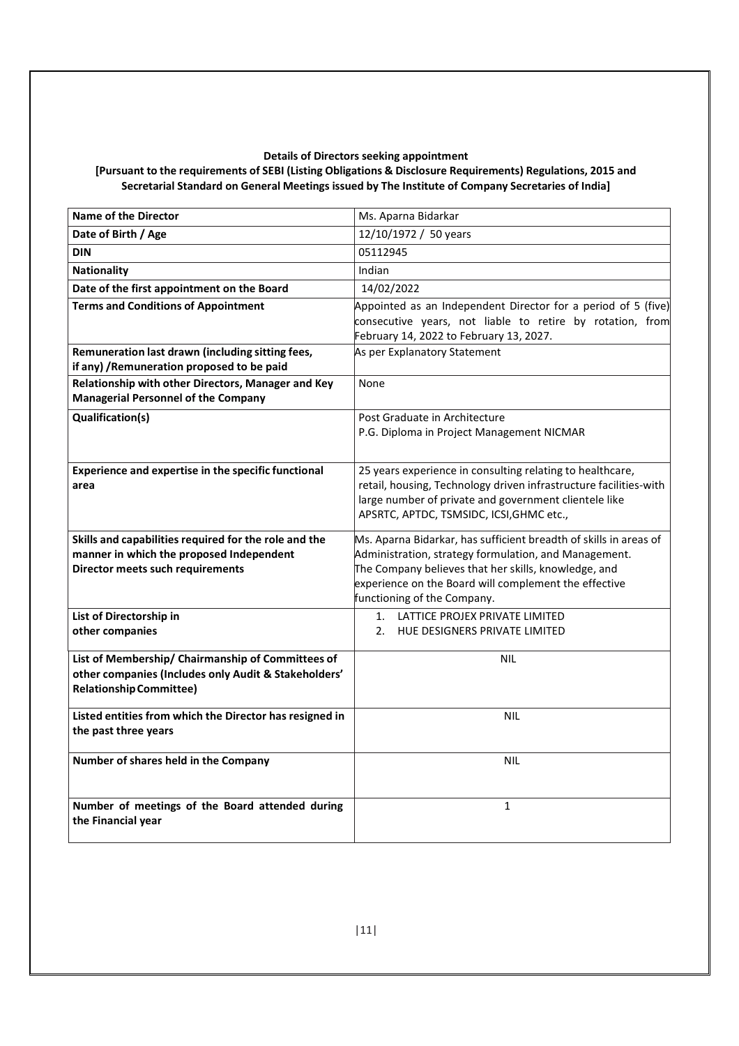**Details of Directors seeking appointment**

**[Pursuant to the requirements of SEBI (Listing Obligations & Disclosure Requirements) Regulations, 2015 and Secretarial Standard on General Meetings issued by The Institute of Company Secretaries of India]**

| | |
|---|---|
| **Name of the Director** | Ms. Aparna Bidarkar |
| **Date of Birth / Age** | 12/10/1972 / 50 years |
| **DIN** | 05112945 |
| **Nationality** | Indian |
| **Date of the first appointment on the Board** | 14/02/2022 |
| **Terms and Conditions of Appointment** | Appointed as an Independent Director for a period of 5 (five) consecutive years, not liable to retire by rotation, from February 14, 2022 to February 13, 2027. |
| **Remuneration last drawn (including sitting fees, if any) /Remuneration proposed to be paid** | As per Explanatory Statement |
| **Relationship with other Directors, Manager and Key Managerial Personnel of the Company** | None |
| **Qualification(s)** | Post Graduate in Architecture<br>P.G. Diploma in Project Management NICMAR |
| **Experience and expertise in the specific functional area** | 25 years experience in consulting relating to healthcare, retail, housing, Technology driven infrastructure facilities-with large number of private and government clientele like APSRTC, APTDC, TSMSIDC, ICSI,GHMC etc., |
| **Skills and capabilities required for the role and the manner in which the proposed Independent Director meets such requirements** | Ms. Aparna Bidarkar, has sufficient breadth of skills in areas of Administration, strategy formulation, and Management. The Company believes that her skills, knowledge, and experience on the Board will complement the effective functioning of the Company. |
| **List of Directorship in other companies** | 1. LATTICE PROJEX PRIVATE LIMITED<br>2. HUE DESIGNERS PRIVATE LIMITED |
| **List of Membership/ Chairmanship of Committees of other companies (Includes only Audit & Stakeholders' Relationship Committee)** | NIL |
| **Listed entities from which the Director has resigned in the past three years** | NIL |
| **Number of shares held in the Company** | NIL |
| **Number of meetings of the Board attended during the Financial year** | 1 |